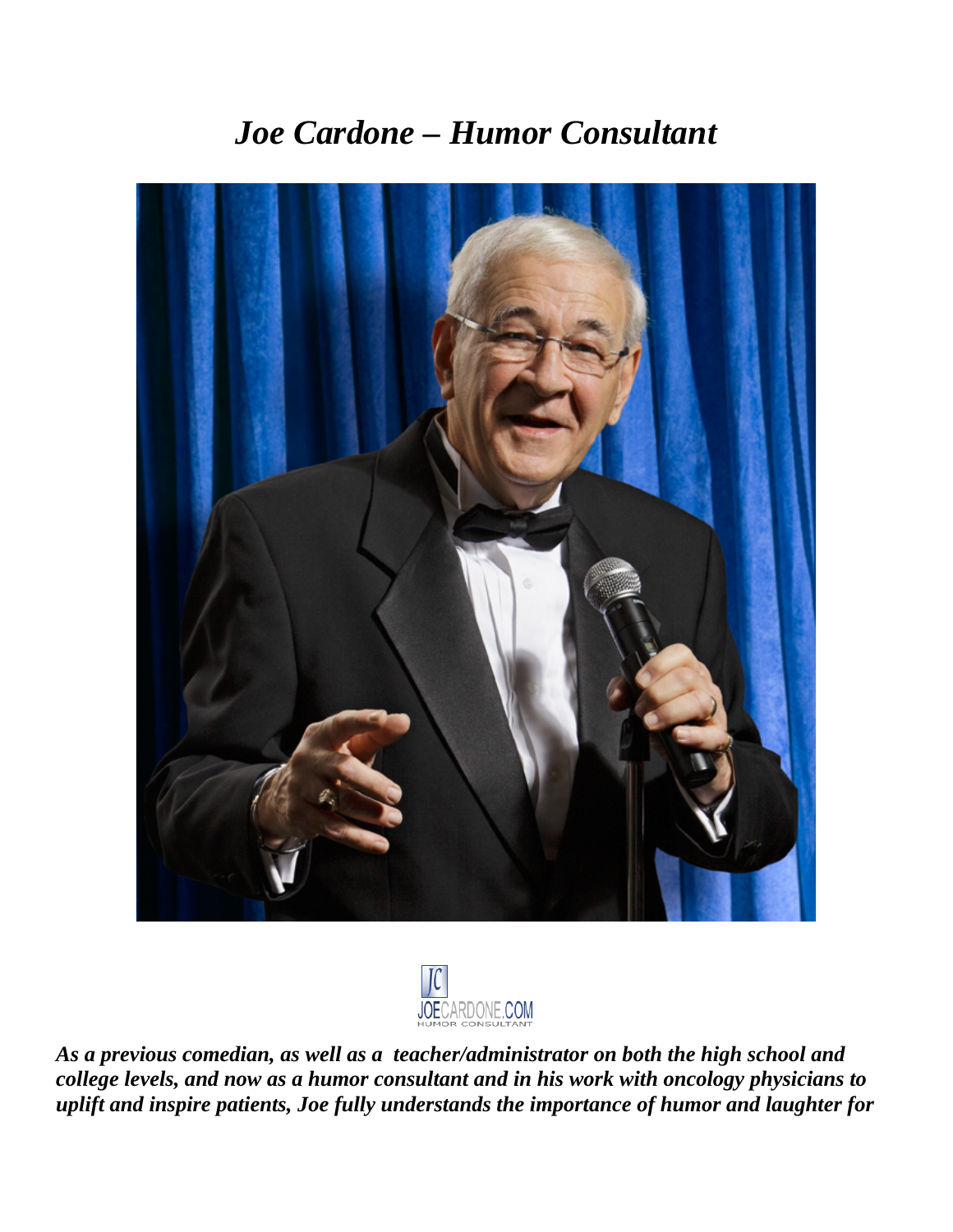# *Joe Cardone – Humor Consultant*

JOECARDONE.COM
HUMOR CONSULTANT

***As a previous comedian, as well as a teacher/administrator on both the high school and college levels, and now as a humor consultant and in his work with oncology physicians to uplift and inspire patients, Joe fully understands the importance of humor and laughter for***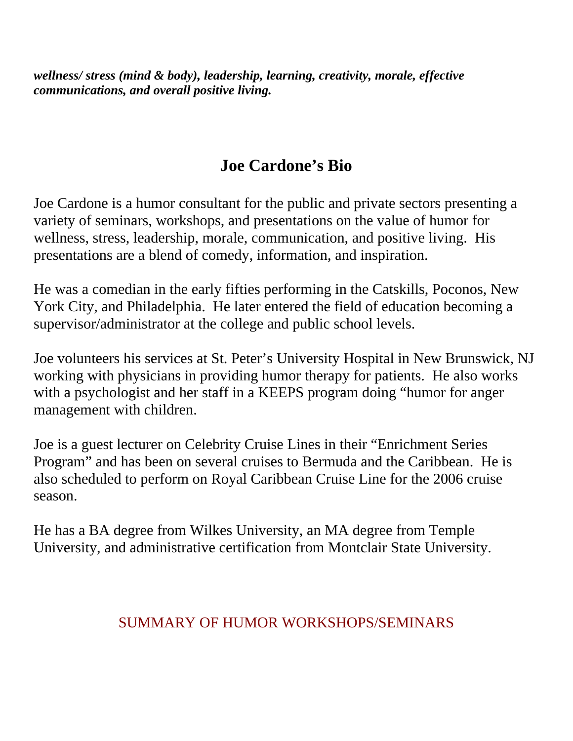***wellness/ stress (mind & body), leadership, learning, creativity, morale, effective communications, and overall positive living.***

## Joe Cardone's Bio

Joe Cardone is a humor consultant for the public and private sectors presenting a variety of seminars, workshops, and presentations on the value of humor for wellness, stress, leadership, morale, communication, and positive living. His presentations are a blend of comedy, information, and inspiration.

He was a comedian in the early fifties performing in the Catskills, Poconos, New York City, and Philadelphia. He later entered the field of education becoming a supervisor/administrator at the college and public school levels.

Joe volunteers his services at St. Peter's University Hospital in New Brunswick, NJ working with physicians in providing humor therapy for patients. He also works with a psychologist and her staff in a KEEPS program doing "humor for anger management with children.

Joe is a guest lecturer on Celebrity Cruise Lines in their "Enrichment Series Program" and has been on several cruises to Bermuda and the Caribbean. He is also scheduled to perform on Royal Caribbean Cruise Line for the 2006 cruise season.

He has a BA degree from Wilkes University, an MA degree from Temple University, and administrative certification from Montclair State University.

## SUMMARY OF HUMOR WORKSHOPS/SEMINARS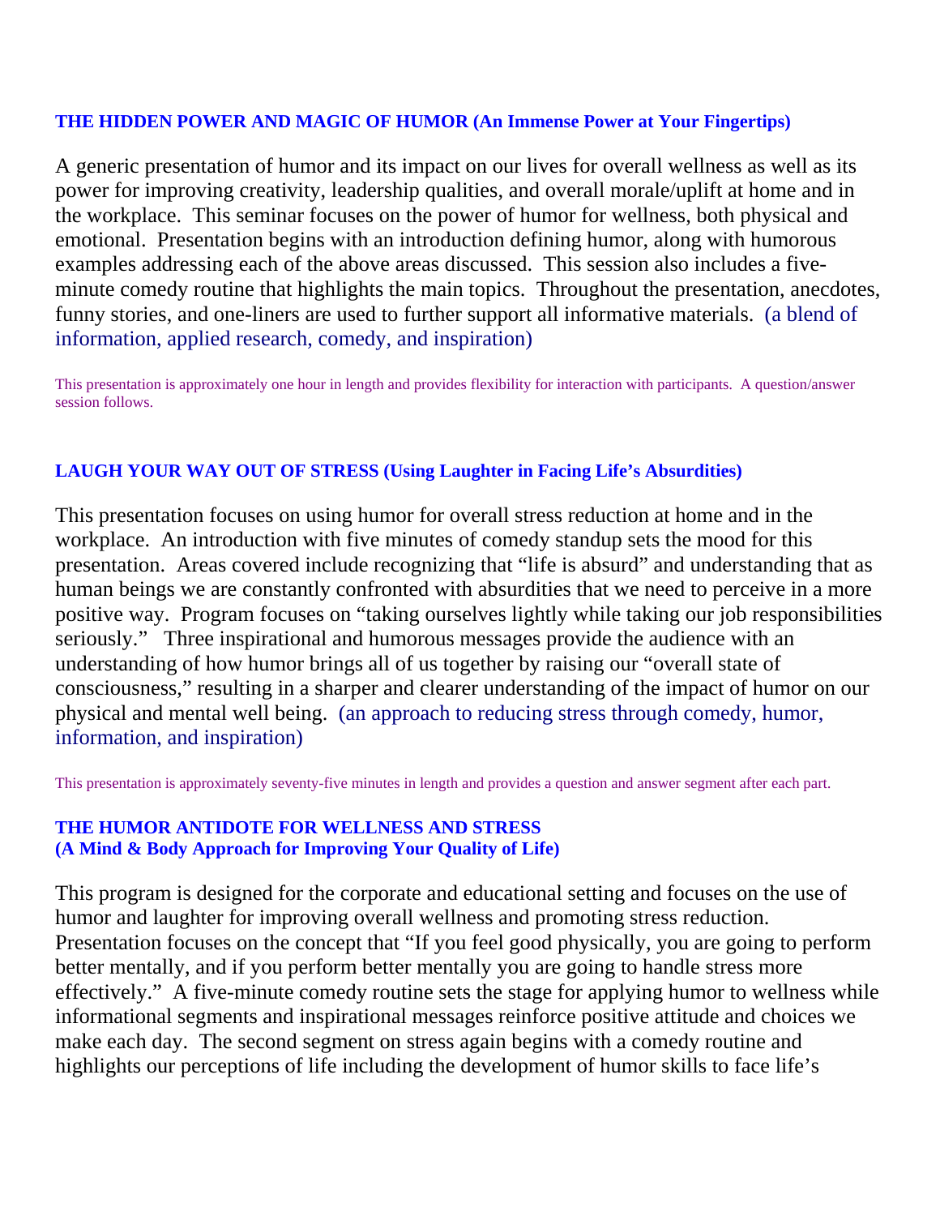### THE HIDDEN POWER AND MAGIC OF HUMOR (An Immense Power at Your Fingertips)

A generic presentation of humor and its impact on our lives for overall wellness as well as its power for improving creativity, leadership qualities, and overall morale/uplift at home and in the workplace. This seminar focuses on the power of humor for wellness, both physical and emotional. Presentation begins with an introduction defining humor, along with humorous examples addressing each of the above areas discussed. This session also includes a five-minute comedy routine that highlights the main topics. Throughout the presentation, anecdotes, funny stories, and one-liners are used to further support all informative materials. (a blend of information, applied research, comedy, and inspiration)

This presentation is approximately one hour in length and provides flexibility for interaction with participants. A question/answer session follows.

### LAUGH YOUR WAY OUT OF STRESS (Using Laughter in Facing Life's Absurdities)

This presentation focuses on using humor for overall stress reduction at home and in the workplace. An introduction with five minutes of comedy standup sets the mood for this presentation. Areas covered include recognizing that "life is absurd" and understanding that as human beings we are constantly confronted with absurdities that we need to perceive in a more positive way. Program focuses on "taking ourselves lightly while taking our job responsibilities seriously." Three inspirational and humorous messages provide the audience with an understanding of how humor brings all of us together by raising our "overall state of consciousness," resulting in a sharper and clearer understanding of the impact of humor on our physical and mental well being. (an approach to reducing stress through comedy, humor, information, and inspiration)

This presentation is approximately seventy-five minutes in length and provides a question and answer segment after each part.

### THE HUMOR ANTIDOTE FOR WELLNESS AND STRESS (A Mind & Body Approach for Improving Your Quality of Life)

This program is designed for the corporate and educational setting and focuses on the use of humor and laughter for improving overall wellness and promoting stress reduction. Presentation focuses on the concept that "If you feel good physically, you are going to perform better mentally, and if you perform better mentally you are going to handle stress more effectively." A five-minute comedy routine sets the stage for applying humor to wellness while informational segments and inspirational messages reinforce positive attitude and choices we make each day. The second segment on stress again begins with a comedy routine and highlights our perceptions of life including the development of humor skills to face life's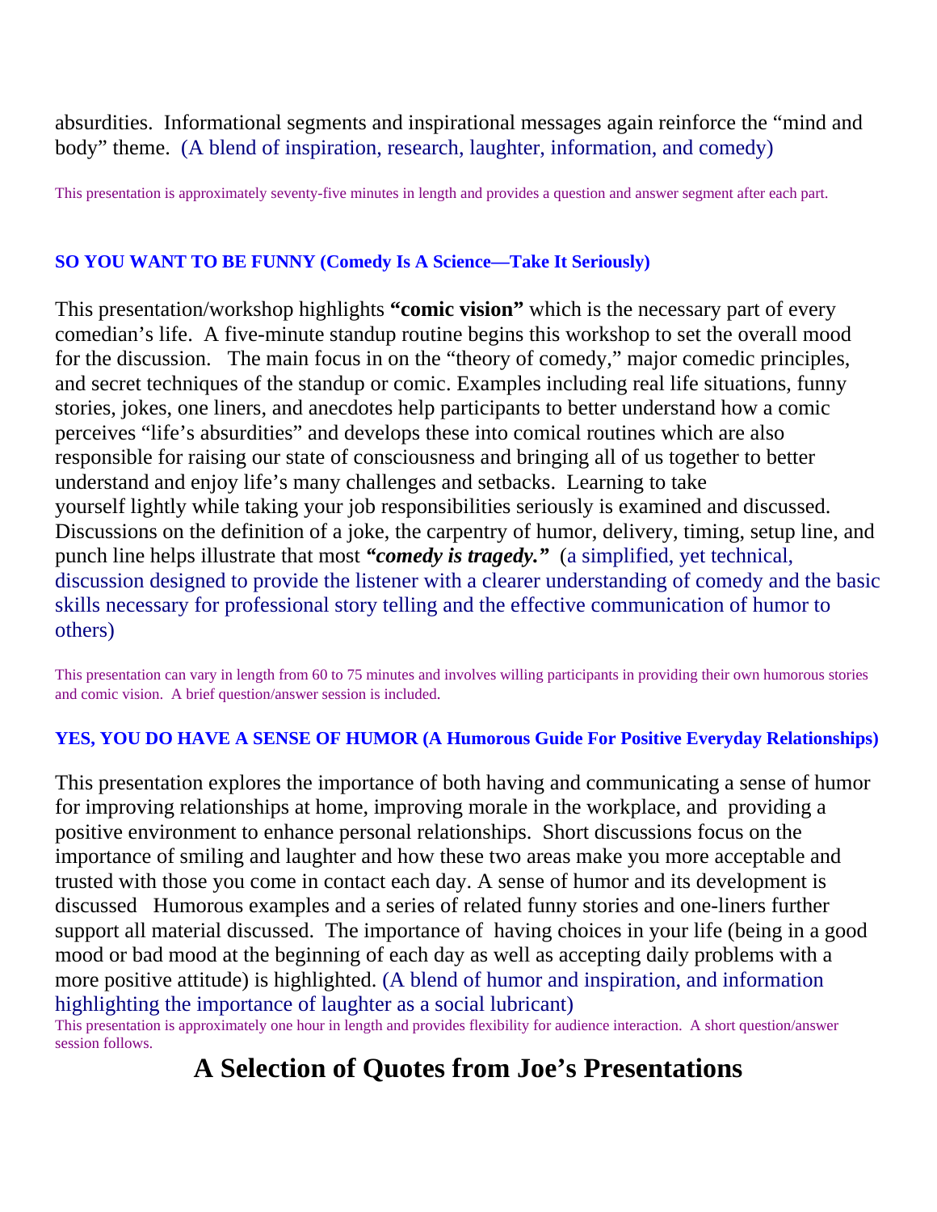absurdities. Informational segments and inspirational messages again reinforce the "mind and body" theme. (A blend of inspiration, research, laughter, information, and comedy)

This presentation is approximately seventy-five minutes in length and provides a question and answer segment after each part.

### SO YOU WANT TO BE FUNNY (Comedy Is A Science—Take It Seriously)

This presentation/workshop highlights **"comic vision"** which is the necessary part of every comedian's life. A five-minute standup routine begins this workshop to set the overall mood for the discussion. The main focus in on the "theory of comedy," major comedic principles, and secret techniques of the standup or comic. Examples including real life situations, funny stories, jokes, one liners, and anecdotes help participants to better understand how a comic perceives "life's absurdities" and develops these into comical routines which are also responsible for raising our state of consciousness and bringing all of us together to better understand and enjoy life's many challenges and setbacks. Learning to take yourself lightly while taking your job responsibilities seriously is examined and discussed. Discussions on the definition of a joke, the carpentry of humor, delivery, timing, setup line, and punch line helps illustrate that most ***"comedy is tragedy."*** (a simplified, yet technical, discussion designed to provide the listener with a clearer understanding of comedy and the basic skills necessary for professional story telling and the effective communication of humor to others)

This presentation can vary in length from 60 to 75 minutes and involves willing participants in providing their own humorous stories and comic vision. A brief question/answer session is included.

### YES, YOU DO HAVE A SENSE OF HUMOR (A Humorous Guide For Positive Everyday Relationships)

This presentation explores the importance of both having and communicating a sense of humor for improving relationships at home, improving morale in the workplace, and providing a positive environment to enhance personal relationships. Short discussions focus on the importance of smiling and laughter and how these two areas make you more acceptable and trusted with those you come in contact each day. A sense of humor and its development is discussed Humorous examples and a series of related funny stories and one-liners further support all material discussed. The importance of having choices in your life (being in a good mood or bad mood at the beginning of each day as well as accepting daily problems with a more positive attitude) is highlighted. (A blend of humor and inspiration, and information highlighting the importance of laughter as a social lubricant)

This presentation is approximately one hour in length and provides flexibility for audience interaction. A short question/answer session follows.

## A Selection of Quotes from Joe's Presentations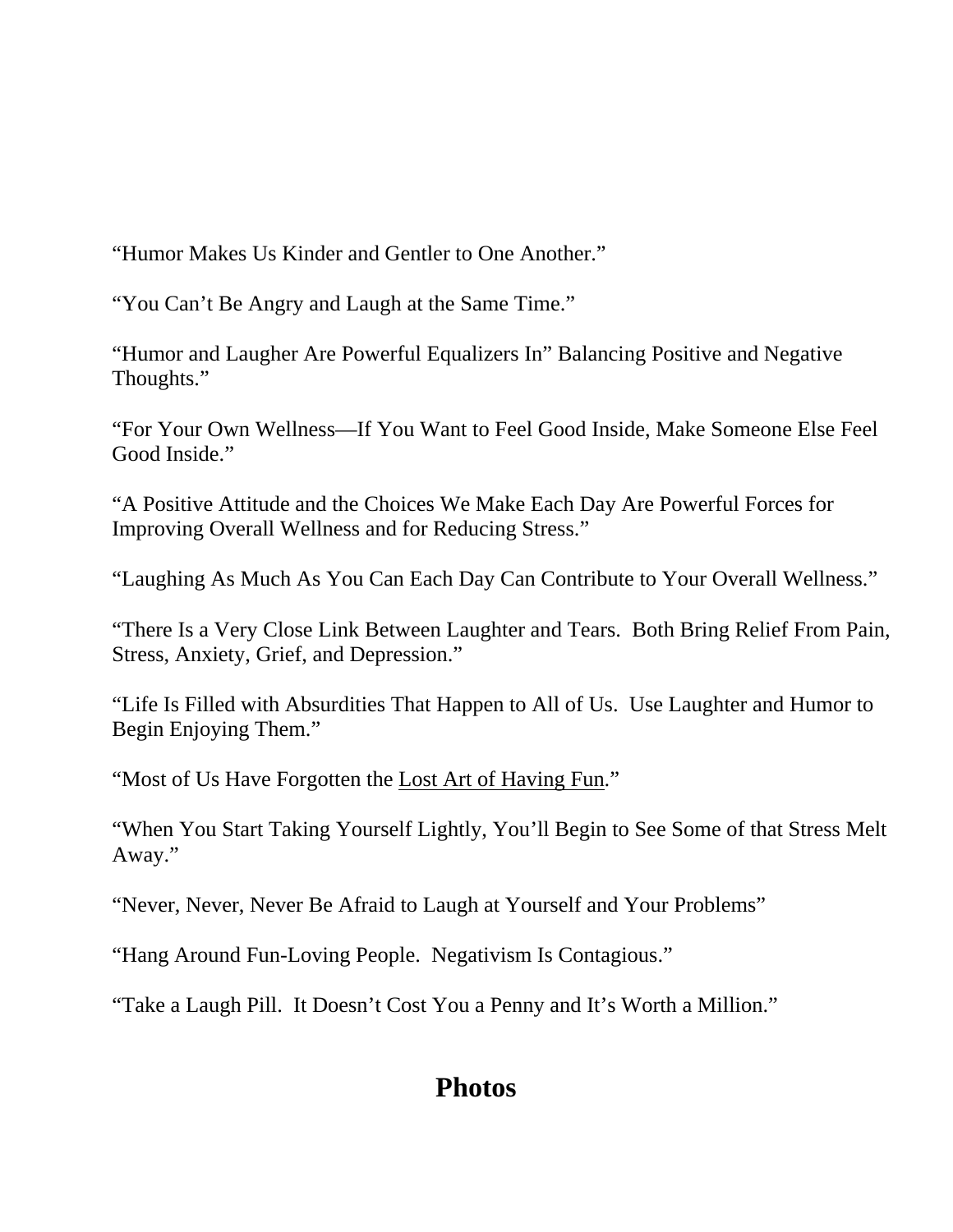“Humor Makes Us Kinder and Gentler to One Another.”

“You Can’t Be Angry and Laugh at the Same Time.”

“Humor and Laugher Are Powerful Equalizers In” Balancing Positive and Negative Thoughts.”

“For Your Own Wellness—If You Want to Feel Good Inside, Make Someone Else Feel Good Inside.”

“A Positive Attitude and the Choices We Make Each Day Are Powerful Forces for Improving Overall Wellness and for Reducing Stress.”

“Laughing As Much As You Can Each Day Can Contribute to Your Overall Wellness.”

“There Is a Very Close Link Between Laughter and Tears. Both Bring Relief From Pain, Stress, Anxiety, Grief, and Depression.”

“Life Is Filled with Absurdities That Happen to All of Us. Use Laughter and Humor to Begin Enjoying Them.”

“Most of Us Have Forgotten the <u>Lost Art of Having Fun</u>.”

“When You Start Taking Yourself Lightly, You’ll Begin to See Some of that Stress Melt Away.”

“Never, Never, Never Be Afraid to Laugh at Yourself and Your Problems”

“Hang Around Fun-Loving People. Negativism Is Contagious.”

“Take a Laugh Pill. It Doesn’t Cost You a Penny and It’s Worth a Million.”

## Photos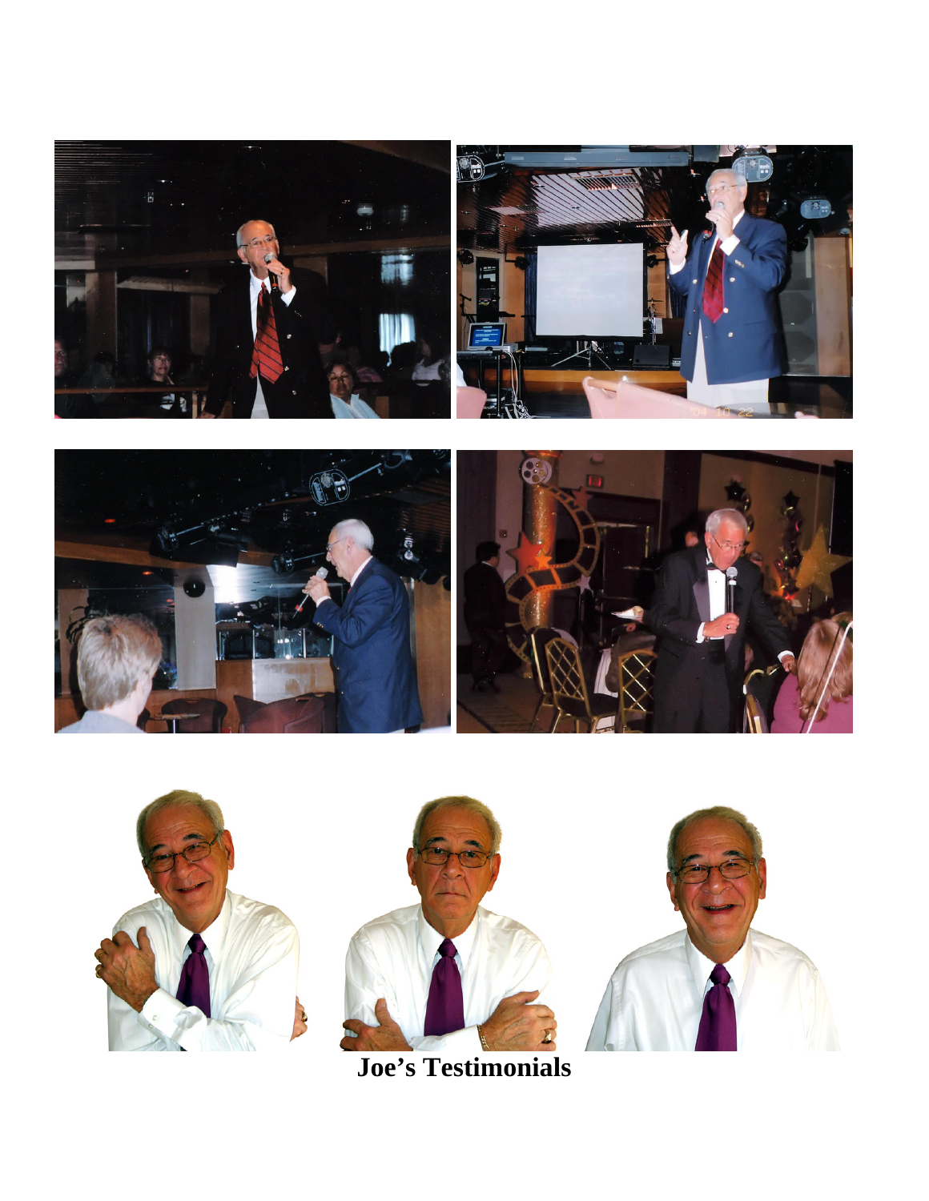**Joe's Testimonials**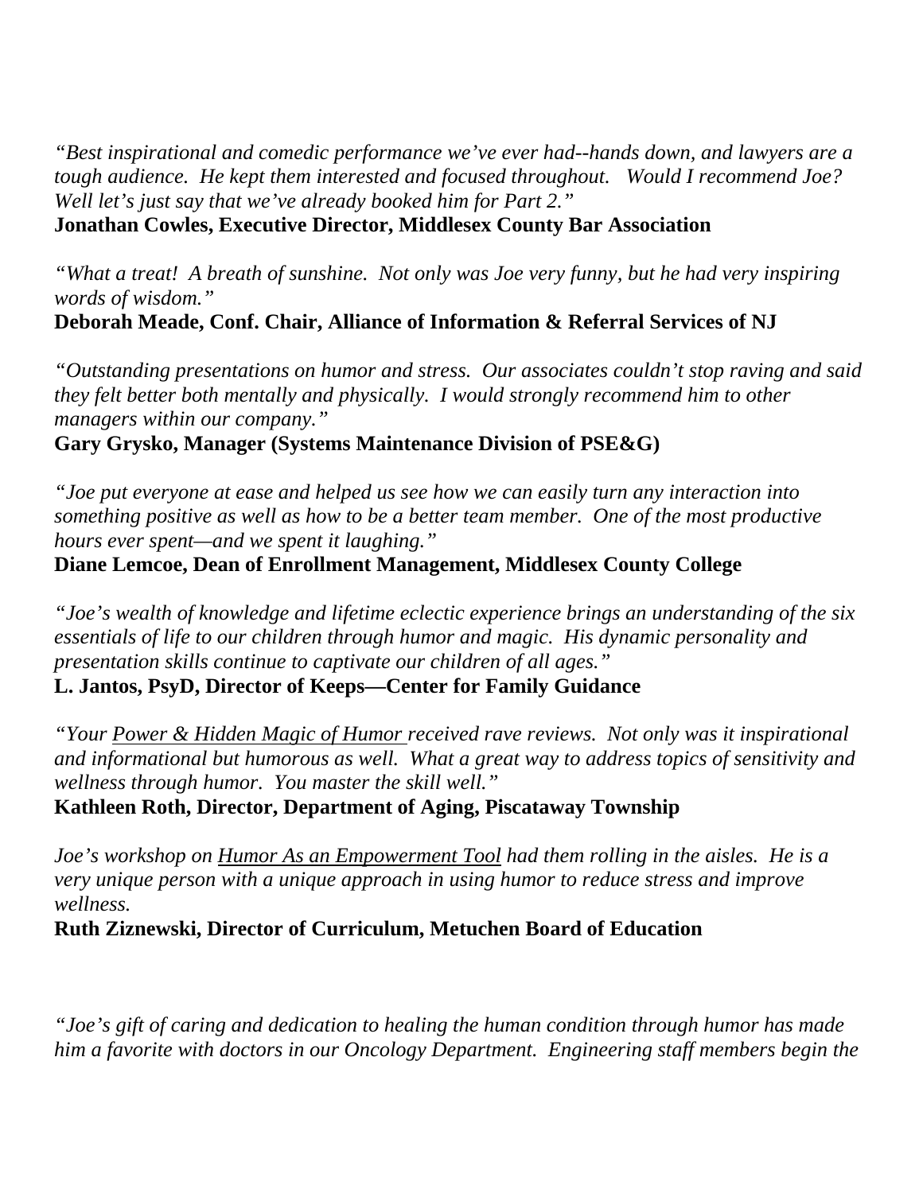*"Best inspirational and comedic performance we've ever had--hands down, and lawyers are a tough audience. He kept them interested and focused throughout. Would I recommend Joe? Well let's just say that we've already booked him for Part 2."*
**Jonathan Cowles, Executive Director, Middlesex County Bar Association**

*"What a treat! A breath of sunshine. Not only was Joe very funny, but he had very inspiring words of wisdom."*
**Deborah Meade, Conf. Chair, Alliance of Information & Referral Services of NJ**

*"Outstanding presentations on humor and stress. Our associates couldn't stop raving and said they felt better both mentally and physically. I would strongly recommend him to other managers within our company."*
**Gary Grysko, Manager (Systems Maintenance Division of PSE&G)**

*"Joe put everyone at ease and helped us see how we can easily turn any interaction into something positive as well as how to be a better team member. One of the most productive hours ever spent—and we spent it laughing."*
**Diane Lemcoe, Dean of Enrollment Management, Middlesex County College**

*"Joe's wealth of knowledge and lifetime eclectic experience brings an understanding of the six essentials of life to our children through humor and magic. His dynamic personality and presentation skills continue to captivate our children of all ages."*
**L. Jantos, PsyD, Director of Keeps—Center for Family Guidance**

*"Your <u>Power & Hidden Magic of Humor</u> received rave reviews. Not only was it inspirational and informational but humorous as well. What a great way to address topics of sensitivity and wellness through humor. You master the skill well."*
**Kathleen Roth, Director, Department of Aging, Piscataway Township**

*Joe's workshop on <u>Humor As an Empowerment Tool</u> had them rolling in the aisles. He is a very unique person with a unique approach in using humor to reduce stress and improve wellness.*
**Ruth Ziznewski, Director of Curriculum, Metuchen Board of Education**

*"Joe's gift of caring and dedication to healing the human condition through humor has made him a favorite with doctors in our Oncology Department. Engineering staff members begin the*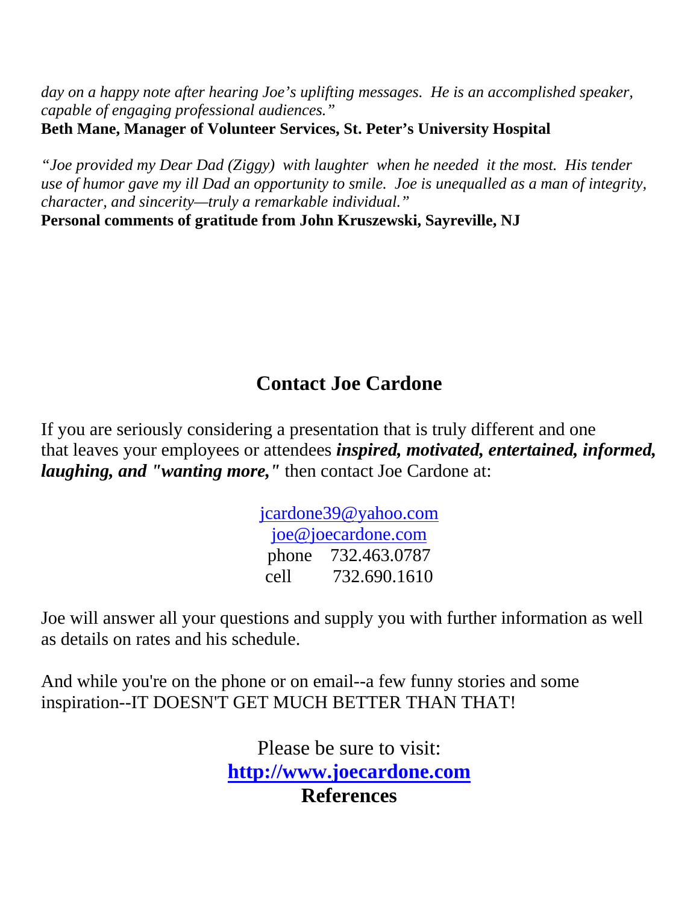*day on a happy note after hearing Joe's uplifting messages. He is an accomplished speaker, capable of engaging professional audiences."*
**Beth Mane, Manager of Volunteer Services, St. Peter's University Hospital**

*"Joe provided my Dear Dad (Ziggy) with laughter when he needed it the most. His tender use of humor gave my ill Dad an opportunity to smile. Joe is unequalled as a man of integrity, character, and sincerity—truly a remarkable individual."*
**Personal comments of gratitude from John Kruszewski, Sayreville, NJ**

## Contact Joe Cardone

If you are seriously considering a presentation that is truly different and one that leaves your employees or attendees ***inspired, motivated, entertained, informed, laughing, and "wanting more,"*** then contact Joe Cardone at:

jcardone39@yahoo.com
joe@joecardone.com
phone 732.463.0787
cell 732.690.1610

Joe will answer all your questions and supply you with further information as well as details on rates and his schedule.

And while you're on the phone or on email--a few funny stories and some inspiration--IT DOESN'T GET MUCH BETTER THAN THAT!

Please be sure to visit:
**http://www.joecardone.com**
**References**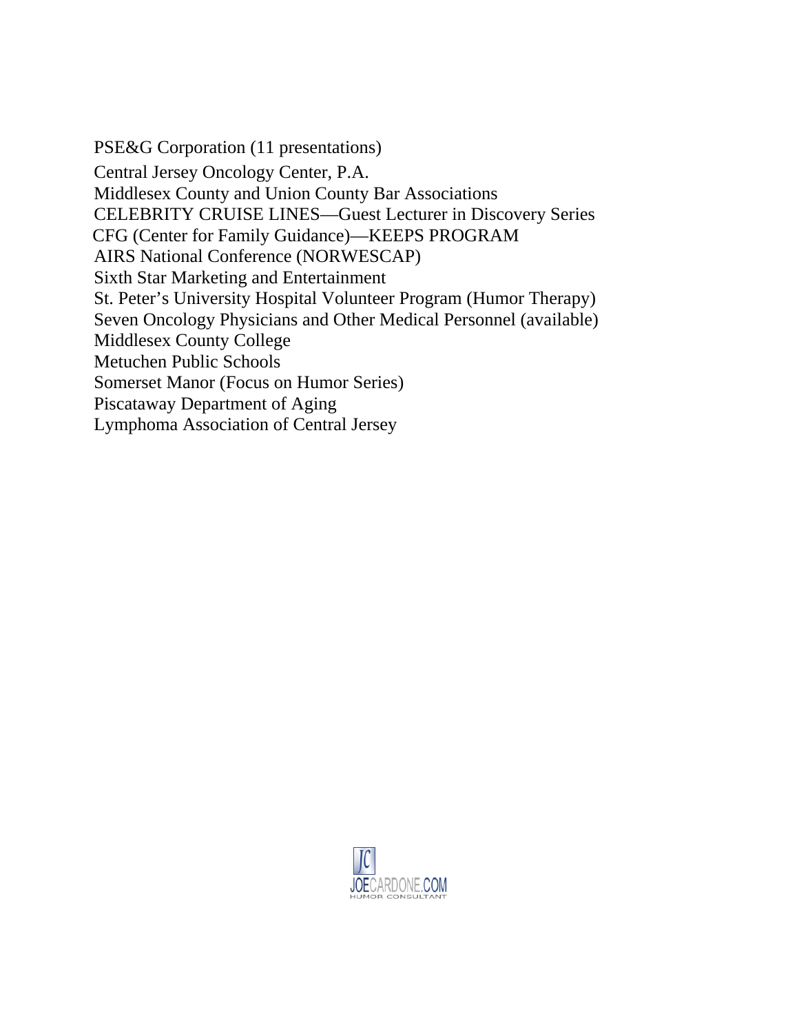PSE&G Corporation (11 presentations)
Central Jersey Oncology Center, P.A.
Middlesex County and Union County Bar Associations
CELEBRITY CRUISE LINES—Guest Lecturer in Discovery Series
CFG (Center for Family Guidance)—KEEPS PROGRAM
AIRS National Conference (NORWESCAP)
Sixth Star Marketing and Entertainment
St. Peter's University Hospital Volunteer Program (Humor Therapy)
Seven Oncology Physicians and Other Medical Personnel (available)
Middlesex County College
Metuchen Public Schools
Somerset Manor (Focus on Humor Series)
Piscataway Department of Aging
Lymphoma Association of Central Jersey